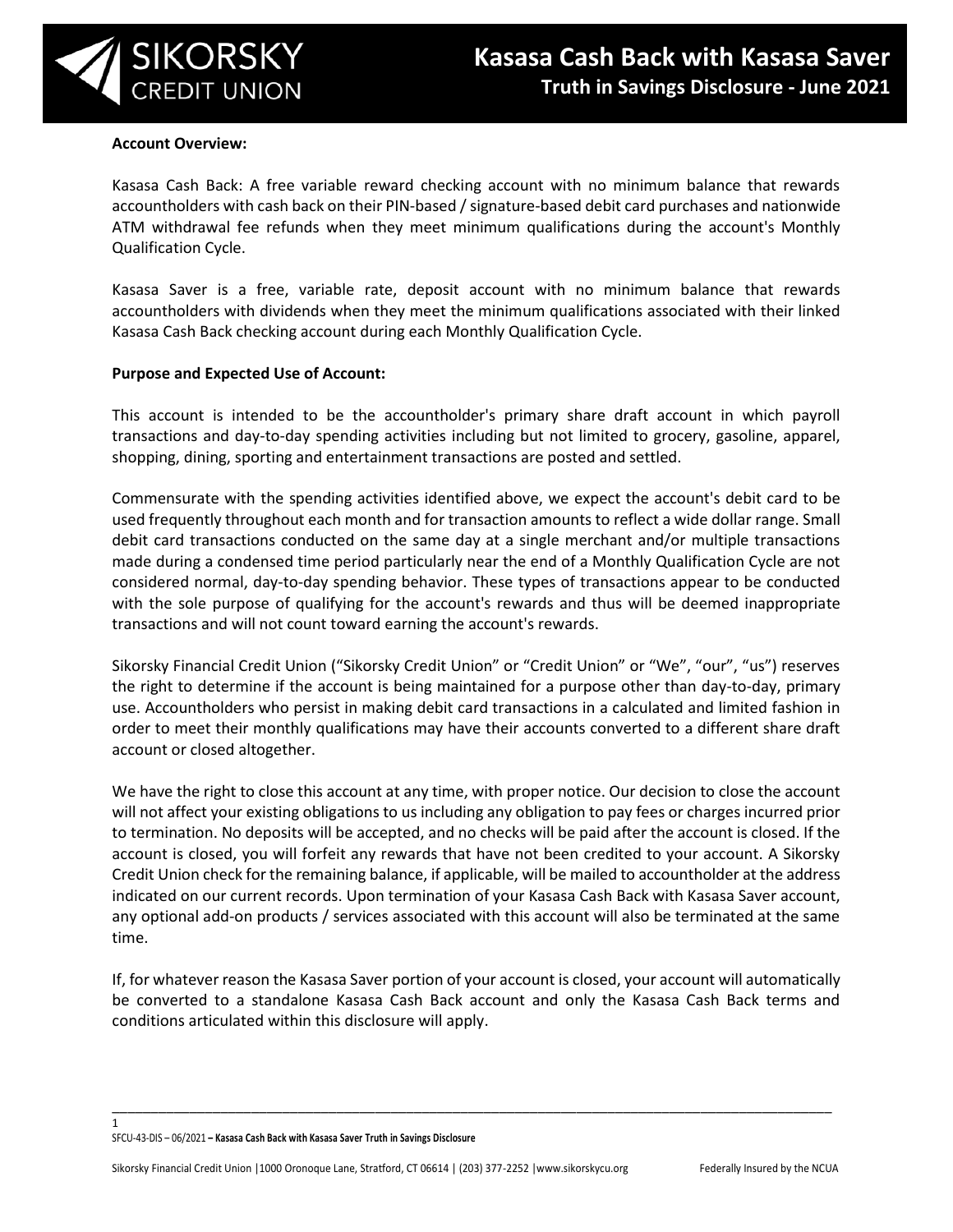# Kasasa Cash Back with Kasasa Saver

## Truth in Savings Disclosure - June 2021

**Account Overview:**

Kasasa Cash Back: A free variable reward checking account with no minimum balance that rewards accountholders with cash back on their PIN-based / signature-based debit card purchases and nationwide ATM withdrawal fee refunds when they meet minimum qualifications during the account's Monthly Qualification Cycle.

Kasasa Saver is a free, variable rate, deposit account with no minimum balance that rewards accountholders with dividends when they meet the minimum qualifications associated with their linked Kasasa Cash Back checking account during each Monthly Qualification Cycle.

**Purpose and Expected Use of Account:**

This account is intended to be the accountholder's primary share draft account in which payroll transactions and day-to-day spending activities including but not limited to grocery, gasoline, apparel, shopping, dining, sporting and entertainment transactions are posted and settled.

Commensurate with the spending activities identified above, we expect the account's debit card to be used frequently throughout each month and for transaction amounts to reflect a wide dollar range. Small debit card transactions conducted on the same day at a single merchant and/or multiple transactions made during a condensed time period particularly near the end of a Monthly Qualification Cycle are not considered normal, day-to-day spending behavior. These types of transactions appear to be conducted with the sole purpose of qualifying for the account's rewards and thus will be deemed inappropriate transactions and will not count toward earning the account's rewards.

Sikorsky Financial Credit Union ("Sikorsky Credit Union" or "Credit Union" or "We", "our", "us") reserves the right to determine if the account is being maintained for a purpose other than day-to-day, primary use. Accountholders who persist in making debit card transactions in a calculated and limited fashion in order to meet their monthly qualifications may have their accounts converted to a different share draft account or closed altogether.

We have the right to close this account at any time, with proper notice. Our decision to close the account will not affect your existing obligations to us including any obligation to pay fees or charges incurred prior to termination. No deposits will be accepted, and no checks will be paid after the account is closed. If the account is closed, you will forfeit any rewards that have not been credited to your account. A Sikorsky Credit Union check for the remaining balance, if applicable, will be mailed to accountholder at the address indicated on our current records. Upon termination of your Kasasa Cash Back with Kasasa Saver account, any optional add-on products / services associated with this account will also be terminated at the same time.

If, for whatever reason the Kasasa Saver portion of your account is closed, your account will automatically be converted to a standalone Kasasa Cash Back account and only the Kasasa Cash Back terms and conditions articulated within this disclosure will apply.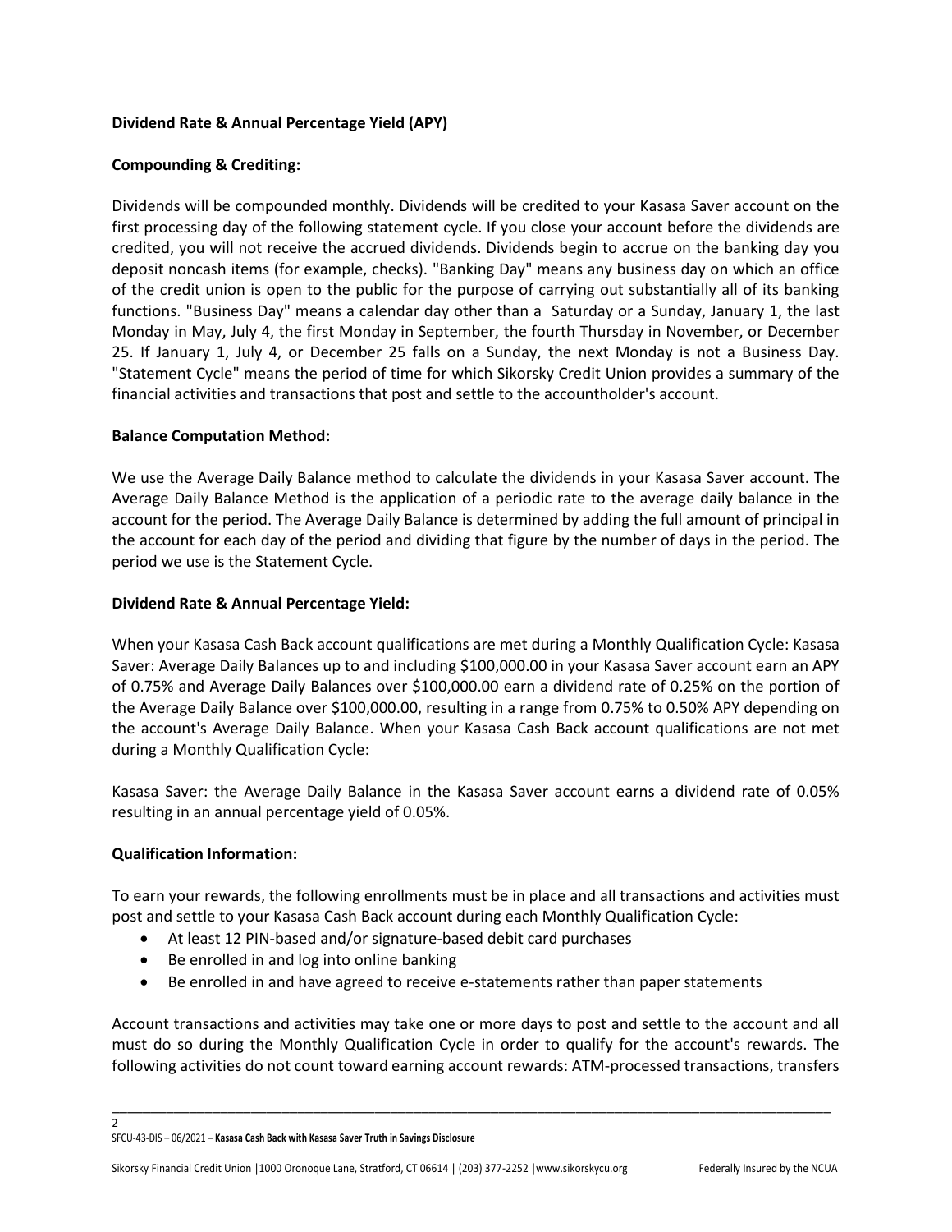**Dividend Rate & Annual Percentage Yield (APY)**

**Compounding & Crediting:**

Dividends will be compounded monthly. Dividends will be credited to your Kasasa Saver account on the first processing day of the following statement cycle. If you close your account before the dividends are credited, you will not receive the accrued dividends. Dividends begin to accrue on the banking day you deposit noncash items (for example, checks). "Banking Day" means any business day on which an office of the credit union is open to the public for the purpose of carrying out substantially all of its banking functions. "Business Day" means a calendar day other than a Saturday or a Sunday, January 1, the last Monday in May, July 4, the first Monday in September, the fourth Thursday in November, or December 25. If January 1, July 4, or December 25 falls on a Sunday, the next Monday is not a Business Day. "Statement Cycle" means the period of time for which Sikorsky Credit Union provides a summary of the financial activities and transactions that post and settle to the accountholder's account.

**Balance Computation Method:**

We use the Average Daily Balance method to calculate the dividends in your Kasasa Saver account. The Average Daily Balance Method is the application of a periodic rate to the average daily balance in the account for the period. The Average Daily Balance is determined by adding the full amount of principal in the account for each day of the period and dividing that figure by the number of days in the period. The period we use is the Statement Cycle.

**Dividend Rate & Annual Percentage Yield:**

When your Kasasa Cash Back account qualifications are met during a Monthly Qualification Cycle: Kasasa Saver: Average Daily Balances up to and including $100,000.00 in your Kasasa Saver account earn an APY of 0.75% and Average Daily Balances over $100,000.00 earn a dividend rate of 0.25% on the portion of the Average Daily Balance over $100,000.00, resulting in a range from 0.75% to 0.50% APY depending on the account's Average Daily Balance. When your Kasasa Cash Back account qualifications are not met during a Monthly Qualification Cycle:

Kasasa Saver: the Average Daily Balance in the Kasasa Saver account earns a dividend rate of 0.05% resulting in an annual percentage yield of 0.05%.

**Qualification Information:**

To earn your rewards, the following enrollments must be in place and all transactions and activities must post and settle to your Kasasa Cash Back account during each Monthly Qualification Cycle:

- At least 12 PIN-based and/or signature-based debit card purchases
- Be enrolled in and log into online banking
- Be enrolled in and have agreed to receive e-statements rather than paper statements

Account transactions and activities may take one or more days to post and settle to the account and all must do so during the Monthly Qualification Cycle in order to qualify for the account's rewards. The following activities do not count toward earning account rewards: ATM-processed transactions, transfers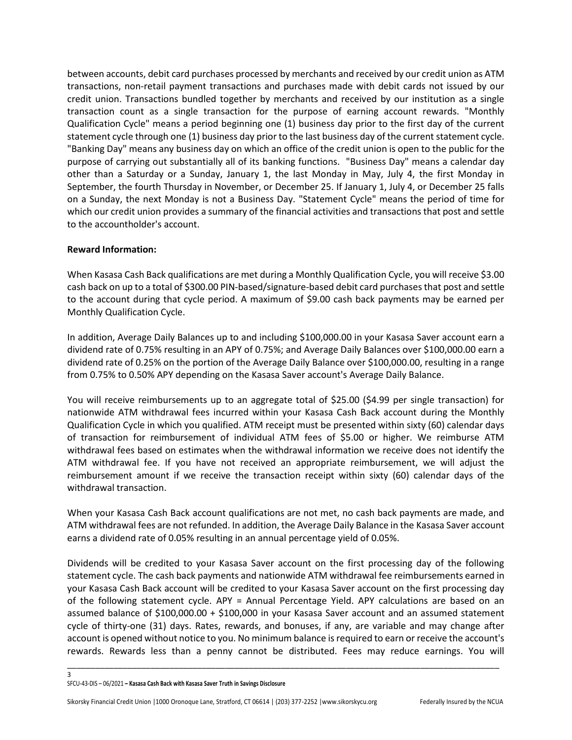between accounts, debit card purchases processed by merchants and received by our credit union as ATM transactions, non-retail payment transactions and purchases made with debit cards not issued by our credit union. Transactions bundled together by merchants and received by our institution as a single transaction count as a single transaction for the purpose of earning account rewards. "Monthly Qualification Cycle" means a period beginning one (1) business day prior to the first day of the current statement cycle through one (1) business day prior to the last business day of the current statement cycle. "Banking Day" means any business day on which an office of the credit union is open to the public for the purpose of carrying out substantially all of its banking functions. "Business Day" means a calendar day other than a Saturday or a Sunday, January 1, the last Monday in May, July 4, the first Monday in September, the fourth Thursday in November, or December 25. If January 1, July 4, or December 25 falls on a Sunday, the next Monday is not a Business Day. "Statement Cycle" means the period of time for which our credit union provides a summary of the financial activities and transactions that post and settle to the accountholder's account.

**Reward Information:**

When Kasasa Cash Back qualifications are met during a Monthly Qualification Cycle, you will receive $3.00 cash back on up to a total of $300.00 PIN-based/signature-based debit card purchases that post and settle to the account during that cycle period. A maximum of $9.00 cash back payments may be earned per Monthly Qualification Cycle.

In addition, Average Daily Balances up to and including $100,000.00 in your Kasasa Saver account earn a dividend rate of 0.75% resulting in an APY of 0.75%; and Average Daily Balances over $100,000.00 earn a dividend rate of 0.25% on the portion of the Average Daily Balance over $100,000.00, resulting in a range from 0.75% to 0.50% APY depending on the Kasasa Saver account's Average Daily Balance.

You will receive reimbursements up to an aggregate total of $25.00 ($4.99 per single transaction) for nationwide ATM withdrawal fees incurred within your Kasasa Cash Back account during the Monthly Qualification Cycle in which you qualified. ATM receipt must be presented within sixty (60) calendar days of transaction for reimbursement of individual ATM fees of $5.00 or higher. We reimburse ATM withdrawal fees based on estimates when the withdrawal information we receive does not identify the ATM withdrawal fee. If you have not received an appropriate reimbursement, we will adjust the reimbursement amount if we receive the transaction receipt within sixty (60) calendar days of the withdrawal transaction.

When your Kasasa Cash Back account qualifications are not met, no cash back payments are made, and ATM withdrawal fees are not refunded. In addition, the Average Daily Balance in the Kasasa Saver account earns a dividend rate of 0.05% resulting in an annual percentage yield of 0.05%.

Dividends will be credited to your Kasasa Saver account on the first processing day of the following statement cycle. The cash back payments and nationwide ATM withdrawal fee reimbursements earned in your Kasasa Cash Back account will be credited to your Kasasa Saver account on the first processing day of the following statement cycle. APY = Annual Percentage Yield. APY calculations are based on an assumed balance of $100,000.00 + $100,000 in your Kasasa Saver account and an assumed statement cycle of thirty-one (31) days. Rates, rewards, and bonuses, if any, are variable and may change after account is opened without notice to you. No minimum balance is required to earn or receive the account's rewards. Rewards less than a penny cannot be distributed. Fees may reduce earnings. You will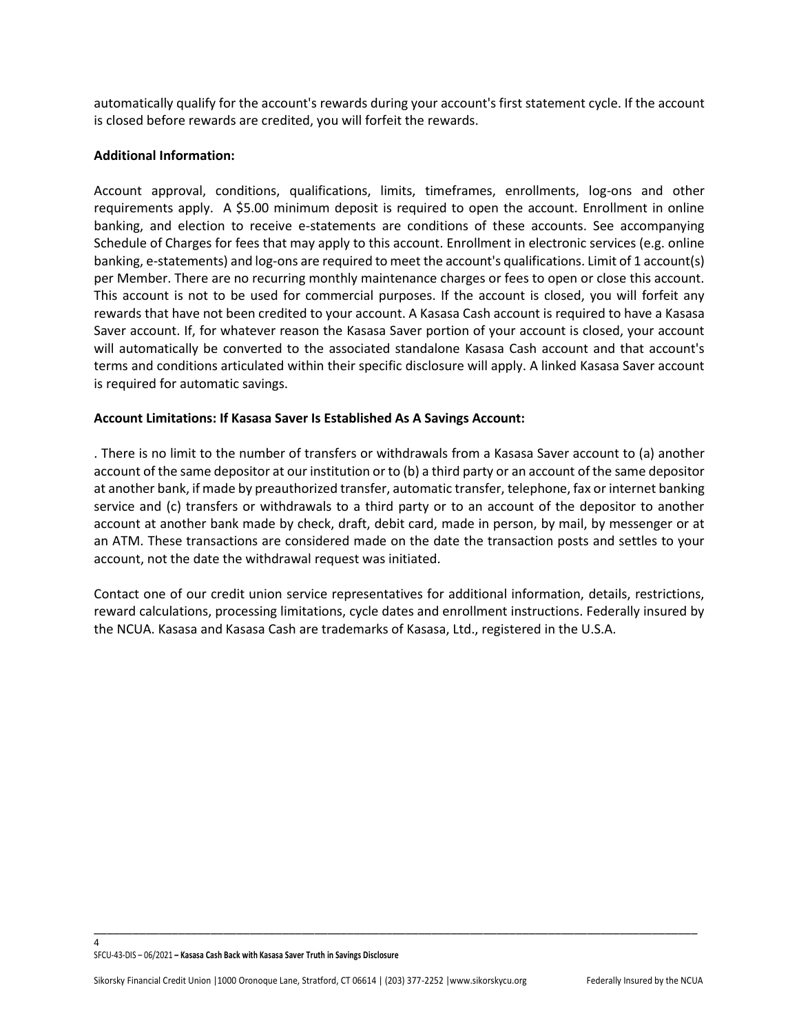automatically qualify for the account's rewards during your account's first statement cycle. If the account is closed before rewards are credited, you will forfeit the rewards.

**Additional Information:**

Account approval, conditions, qualifications, limits, timeframes, enrollments, log-ons and other requirements apply. A $5.00 minimum deposit is required to open the account. Enrollment in online banking, and election to receive e-statements are conditions of these accounts. See accompanying Schedule of Charges for fees that may apply to this account. Enrollment in electronic services (e.g. online banking, e-statements) and log-ons are required to meet the account's qualifications. Limit of 1 account(s) per Member. There are no recurring monthly maintenance charges or fees to open or close this account. This account is not to be used for commercial purposes. If the account is closed, you will forfeit any rewards that have not been credited to your account. A Kasasa Cash account is required to have a Kasasa Saver account. If, for whatever reason the Kasasa Saver portion of your account is closed, your account will automatically be converted to the associated standalone Kasasa Cash account and that account's terms and conditions articulated within their specific disclosure will apply. A linked Kasasa Saver account is required for automatic savings.

**Account Limitations: If Kasasa Saver Is Established As A Savings Account:**

. There is no limit to the number of transfers or withdrawals from a Kasasa Saver account to (a) another account of the same depositor at our institution or to (b) a third party or an account of the same depositor at another bank, if made by preauthorized transfer, automatic transfer, telephone, fax or internet banking service and (c) transfers or withdrawals to a third party or to an account of the depositor to another account at another bank made by check, draft, debit card, made in person, by mail, by messenger or at an ATM. These transactions are considered made on the date the transaction posts and settles to your account, not the date the withdrawal request was initiated.

Contact one of our credit union service representatives for additional information, details, restrictions, reward calculations, processing limitations, cycle dates and enrollment instructions. Federally insured by the NCUA. Kasasa and Kasasa Cash are trademarks of Kasasa, Ltd., registered in the U.S.A.